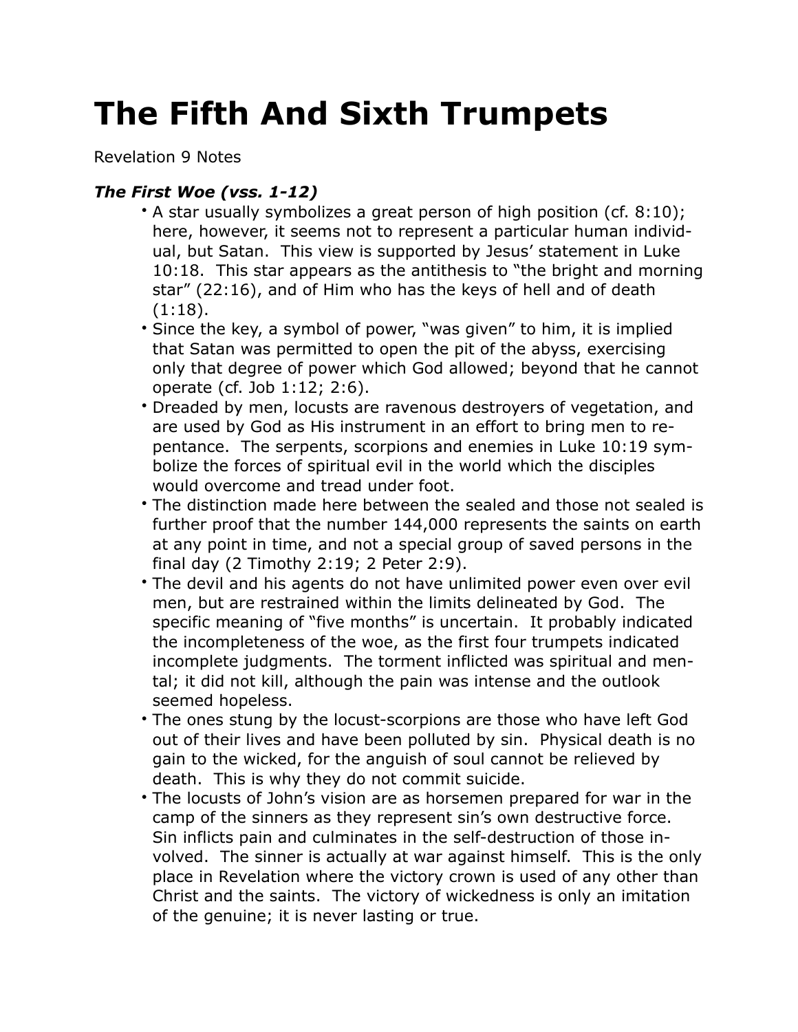# The Fifth And Sixth Trumpets

Revelation 9 Notes

### *The First Woe (vss. 1-12)*

- A star usually symbolizes a great person of high position (cf. 8:10); here, however, it seems not to represent a particular human individual, but Satan. This view is supported by Jesus' statement in Luke 10:18. This star appears as the antithesis to "the bright and morning star" (22:16), and of Him who has the keys of hell and of death (1:18).
- Since the key, a symbol of power, "was given" to him, it is implied that Satan was permitted to open the pit of the abyss, exercising only that degree of power which God allowed; beyond that he cannot operate (cf. Job 1:12; 2:6).
- Dreaded by men, locusts are ravenous destroyers of vegetation, and are used by God as His instrument in an effort to bring men to repentance. The serpents, scorpions and enemies in Luke 10:19 symbolize the forces of spiritual evil in the world which the disciples would overcome and tread under foot.
- The distinction made here between the sealed and those not sealed is further proof that the number 144,000 represents the saints on earth at any point in time, and not a special group of saved persons in the final day (2 Timothy 2:19; 2 Peter 2:9).
- The devil and his agents do not have unlimited power even over evil men, but are restrained within the limits delineated by God. The specific meaning of "five months" is uncertain. It probably indicated the incompleteness of the woe, as the first four trumpets indicated incomplete judgments. The torment inflicted was spiritual and mental; it did not kill, although the pain was intense and the outlook seemed hopeless.
- The ones stung by the locust-scorpions are those who have left God out of their lives and have been polluted by sin. Physical death is no gain to the wicked, for the anguish of soul cannot be relieved by death. This is why they do not commit suicide.
- The locusts of John's vision are as horsemen prepared for war in the camp of the sinners as they represent sin's own destructive force. Sin inflicts pain and culminates in the self-destruction of those involved. The sinner is actually at war against himself. This is the only place in Revelation where the victory crown is used of any other than Christ and the saints. The victory of wickedness is only an imitation of the genuine; it is never lasting or true.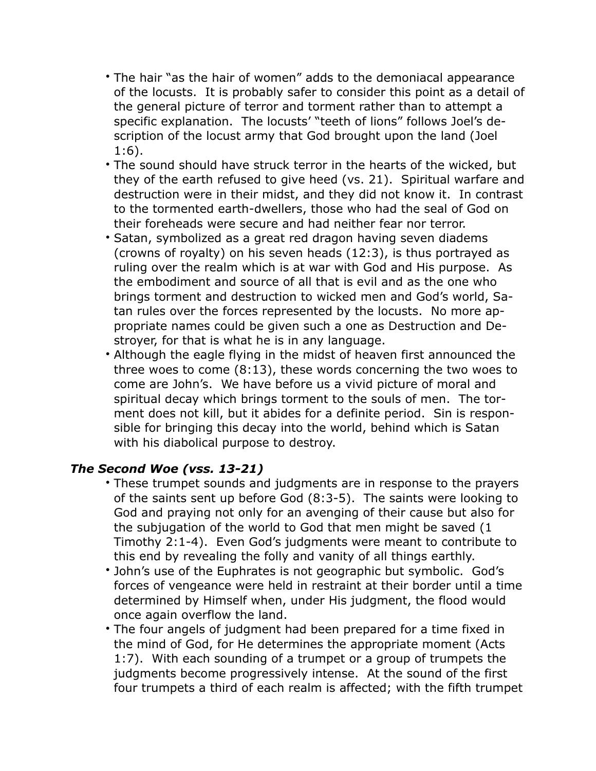- The hair "as the hair of women" adds to the demoniacal appearance of the locusts. It is probably safer to consider this point as a detail of the general picture of terror and torment rather than to attempt a specific explanation. The locusts' "teeth of lions" follows Joel's description of the locust army that God brought upon the land (Joel 1:6).
- The sound should have struck terror in the hearts of the wicked, but they of the earth refused to give heed (vs. 21). Spiritual warfare and destruction were in their midst, and they did not know it. In contrast to the tormented earth-dwellers, those who had the seal of God on their foreheads were secure and had neither fear nor terror.
- Satan, symbolized as a great red dragon having seven diadems (crowns of royalty) on his seven heads (12:3), is thus portrayed as ruling over the realm which is at war with God and His purpose. As the embodiment and source of all that is evil and as the one who brings torment and destruction to wicked men and God's world, Satan rules over the forces represented by the locusts. No more appropriate names could be given such a one as Destruction and Destroyer, for that is what he is in any language.
- Although the eagle flying in the midst of heaven first announced the three woes to come (8:13), these words concerning the two woes to come are John's. We have before us a vivid picture of moral and spiritual decay which brings torment to the souls of men. The torment does not kill, but it abides for a definite period. Sin is responsible for bringing this decay into the world, behind which is Satan with his diabolical purpose to destroy.

### *The Second Woe (vss. 13-21)*

- These trumpet sounds and judgments are in response to the prayers of the saints sent up before God (8:3-5). The saints were looking to God and praying not only for an avenging of their cause but also for the subjugation of the world to God that men might be saved (1 Timothy 2:1-4). Even God's judgments were meant to contribute to this end by revealing the folly and vanity of all things earthly.
- John's use of the Euphrates is not geographic but symbolic. God's forces of vengeance were held in restraint at their border until a time determined by Himself when, under His judgment, the flood would once again overflow the land.
- The four angels of judgment had been prepared for a time fixed in the mind of God, for He determines the appropriate moment (Acts 1:7). With each sounding of a trumpet or a group of trumpets the judgments become progressively intense. At the sound of the first four trumpets a third of each realm is affected; with the fifth trumpet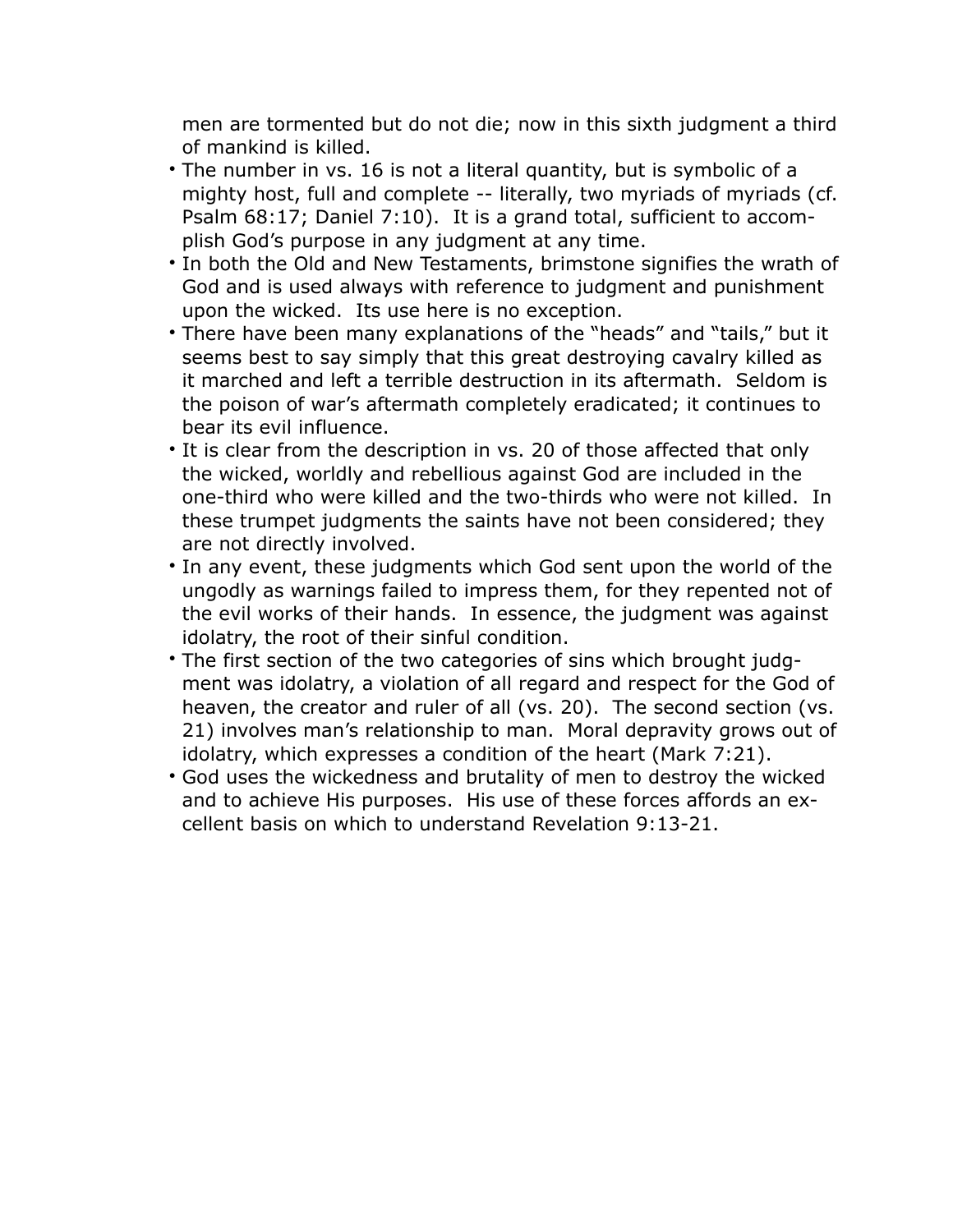men are tormented but do not die; now in this sixth judgment a third of mankind is killed.

- The number in vs. 16 is not a literal quantity, but is symbolic of a mighty host, full and complete -- literally, two myriads of myriads (cf. Psalm 68:17; Daniel 7:10). It is a grand total, sufficient to accomplish God's purpose in any judgment at any time.
- In both the Old and New Testaments, brimstone signifies the wrath of God and is used always with reference to judgment and punishment upon the wicked. Its use here is no exception.
- There have been many explanations of the "heads" and "tails," but it seems best to say simply that this great destroying cavalry killed as it marched and left a terrible destruction in its aftermath. Seldom is the poison of war's aftermath completely eradicated; it continues to bear its evil influence.
- It is clear from the description in vs. 20 of those affected that only the wicked, worldly and rebellious against God are included in the one-third who were killed and the two-thirds who were not killed. In these trumpet judgments the saints have not been considered; they are not directly involved.
- In any event, these judgments which God sent upon the world of the ungodly as warnings failed to impress them, for they repented not of the evil works of their hands. In essence, the judgment was against idolatry, the root of their sinful condition.
- The first section of the two categories of sins which brought judgment was idolatry, a violation of all regard and respect for the God of heaven, the creator and ruler of all (vs. 20). The second section (vs. 21) involves man's relationship to man. Moral depravity grows out of idolatry, which expresses a condition of the heart (Mark 7:21).
- God uses the wickedness and brutality of men to destroy the wicked and to achieve His purposes. His use of these forces affords an excellent basis on which to understand Revelation 9:13-21.